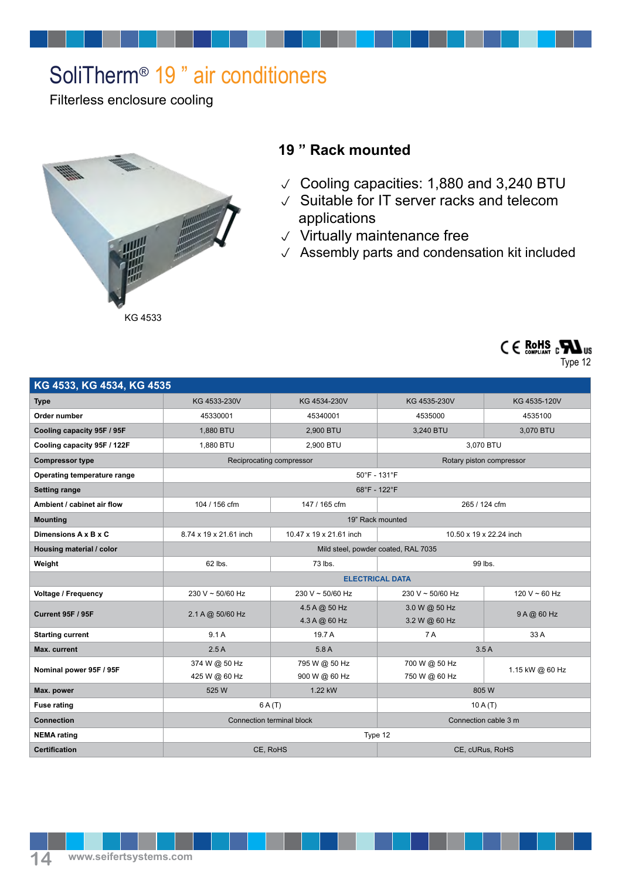# SoliTherm® 19 " air conditioners

Filterless enclosure cooling

KG 4533

## 19 " Rack mounted

- ✓ Cooling capacities: 1,880 and 3,240 BTU
- ✓ Suitable for IT server racks and telecom applications
- ✓ Virtually maintenance free
- ✓ Assembly parts and condensation kit included

CE RoHS COMPLIANT cULus

Type 12

| KG 4533, KG 4534, KG 4535 | | | | |
|---|---|---|---|---|
| **Type** | KG 4533-230V | KG 4534-230V | KG 4535-230V | KG 4535-120V |
| **Order number** | 45330001 | 45340001 | 4535000 | 4535100 |
| **Cooling capacity 95F / 95F** | 1,880 BTU | 2,900 BTU | 3,240 BTU | 3,070 BTU |
| **Cooling capacity 95F / 122F** | 1,880 BTU | 2,900 BTU | 3,070 BTU | |
| **Compressor type** | Reciprocating compressor | | Rotary piston compressor | |
| **Operating temperature range** | 50°F - 131°F | | | |
| **Setting range** | 68°F - 122°F | | | |
| **Ambient / cabinet air flow** | 104 / 156 cfm | 147 / 165 cfm | 265 / 124 cfm | |
| **Mounting** | 19" Rack mounted | | | |
| **Dimensions A x B x C** | 8.74 x 19 x 21.61 inch | 10.47 x 19 x 21.61 inch | 10.50 x 19 x 22.24 inch | |
| **Housing material / color** | Mild steel, powder coated, RAL 7035 | | | |
| **Weight** | 62 lbs. | 73 lbs. | 99 lbs. | |
| | ELECTRICAL DATA | | | |
| **Voltage / Frequency** | 230 V ~ 50/60 Hz | 230 V ~ 50/60 Hz | 230 V ~ 50/60 Hz | 120 V ~ 60 Hz |
| **Current 95F / 95F** | 2.1 A @ 50/60 Hz | 4.5 A @ 50 Hz<br>4.3 A @ 60 Hz | 3.0 W @ 50 Hz<br>3.2 W @ 60 Hz | 9 A @ 60 Hz |
| **Starting current** | 9.1 A | 19.7 A | 7 A | 33 A |
| **Max. current** | 2.5 A | 5.8 A | 3.5 A | |
| **Nominal power 95F / 95F** | 374 W @ 50 Hz<br>425 W @ 60 Hz | 795 W @ 50 Hz<br>900 W @ 60 Hz | 700 W @ 50 Hz<br>750 W @ 60 Hz | 1.15 kW @ 60 Hz |
| **Max. power** | 525 W | 1.22 kW | 805 W | |
| **Fuse rating** | 6 A (T) | | 10 A (T) | |
| **Connection** | Connection terminal block | | Connection cable 3 m | |
| **NEMA rating** | Type 12 | | | |
| **Certification** | CE, RoHS | | CE, cURus, RoHS | |

www.seifertsystems.com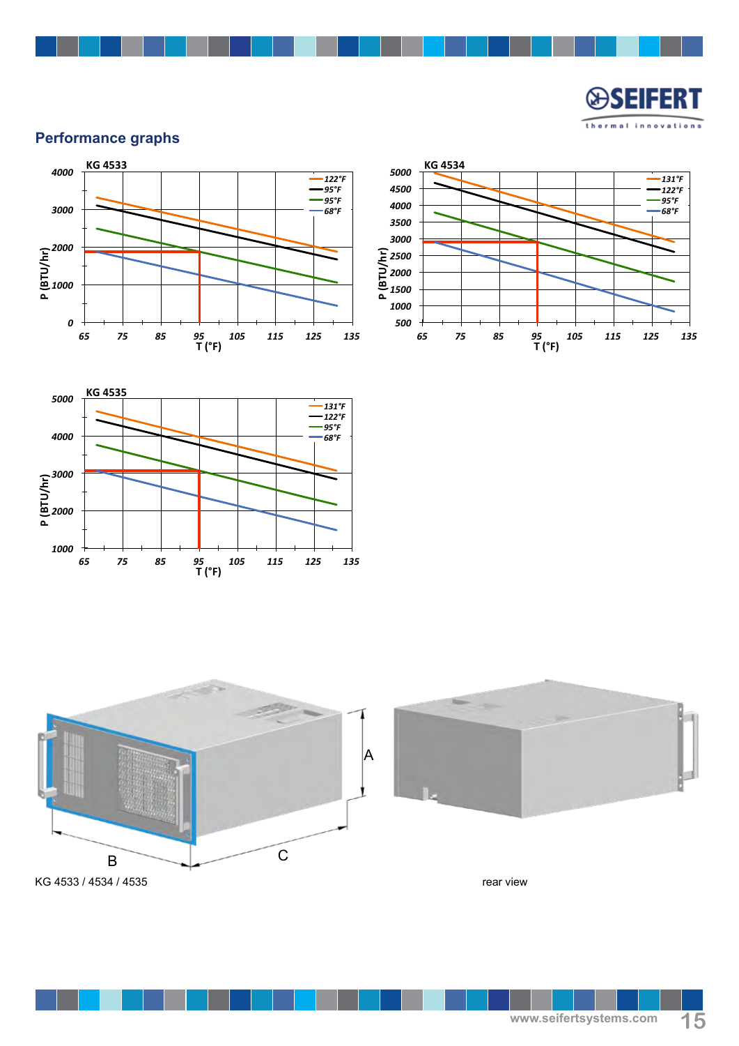## Performance graphs

KG 4533

P (BTU/hr)

4000
3000
2000
1000
0

65 75 85 95 105 115 125 135

T (°F)

122°F
95°F
95°F
68°F

KG 4534

P (BTU/hr)

5000
4500
4000
3500
3000
2500
2000
1500
1000
500

65 75 85 95 105 115 125 135

T (°F)

131°F
122°F
95°F
68°F

KG 4535

P (BTU/hr)

5000
4000
3000
2000
1000

65 75 85 95 105 115 125 135

T (°F)

131°F
122°F
95°F
68°F

A

B

C

KG 4533 / 4534 / 4535

rear view